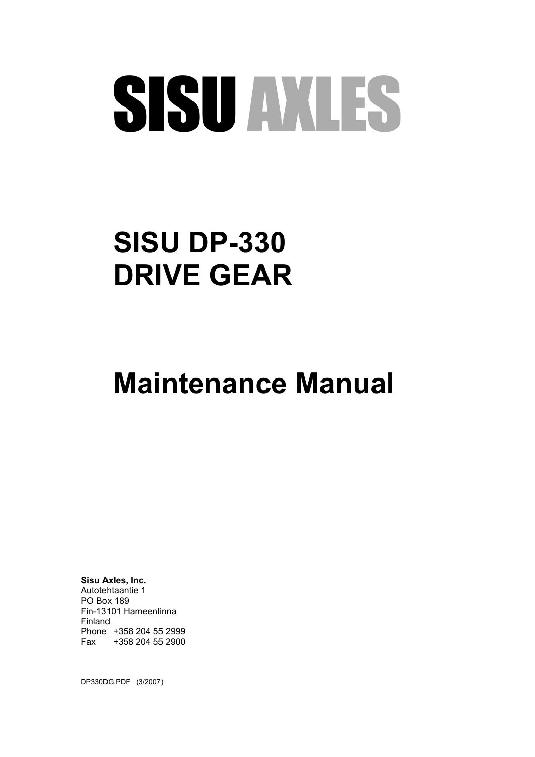# SISU AXLES

# SISU DP-330
# DRIVE GEAR

# Maintenance Manual

**Sisu Axles, Inc.**
Autotehtaantie 1
PO Box 189
Fin-13101 Hameenlinna
Finland
Phone +358 204 55 2999
Fax +358 204 55 2900

DP330DG.PDF (3/2007)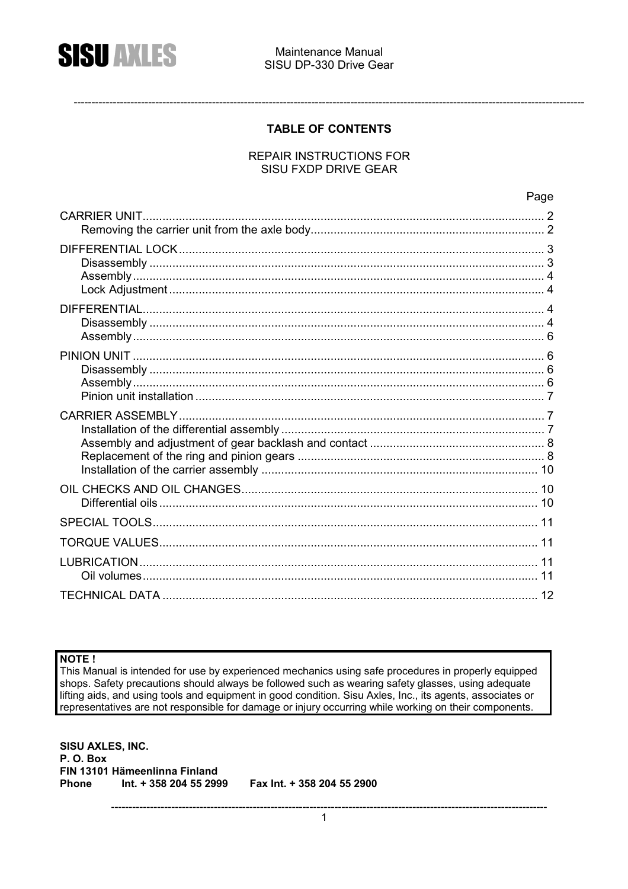## TABLE OF CONTENTS

REPAIR INSTRUCTIONS FOR
SISU FXDP DRIVE GEAR

| | Page |
|---|---|
| CARRIER UNIT | 2 |
| Removing the carrier unit from the axle body | 2 |
| DIFFERENTIAL LOCK | 3 |
| Disassembly | 3 |
| Assembly | 4 |
| Lock Adjustment | 4 |
| DIFFERENTIAL | 4 |
| Disassembly | 4 |
| Assembly | 6 |
| PINION UNIT | 6 |
| Disassembly | 6 |
| Assembly | 6 |
| Pinion unit installation | 7 |
| CARRIER ASSEMBLY | 7 |
| Installation of the differential assembly | 7 |
| Assembly and adjustment of gear backlash and contact | 8 |
| Replacement of the ring and pinion gears | 8 |
| Installation of the carrier assembly | 10 |
| OIL CHECKS AND OIL CHANGES | 10 |
| Differential oils | 10 |
| SPECIAL TOOLS | 11 |
| TORQUE VALUES | 11 |
| LUBRICATION | 11 |
| Oil volumes | 11 |
| TECHNICAL DATA | 12 |

**NOTE !**
This Manual is intended for use by experienced mechanics using safe procedures in properly equipped shops. Safety precautions should always be followed such as wearing safety glasses, using adequate lifting aids, and using tools and equipment in good condition. Sisu Axles, Inc., its agents, associates or representatives are not responsible for damage or injury occurring while working on their components.

**SISU AXLES, INC.**
**P. O. Box**
**FIN 13101 Hämeenlinna Finland**
**Phone** Int. + 358 204 55 2999 Fax Int. + 358 204 55 2900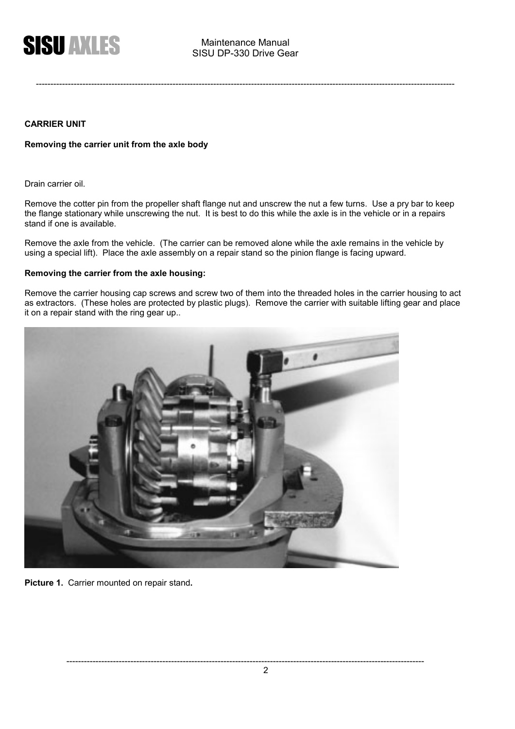## CARRIER UNIT

### Removing the carrier unit from the axle body

Drain carrier oil.

Remove the cotter pin from the propeller shaft flange nut and unscrew the nut a few turns. Use a pry bar to keep the flange stationary while unscrewing the nut. It is best to do this while the axle is in the vehicle or in a repairs stand if one is available.

Remove the axle from the vehicle. (The carrier can be removed alone while the axle remains in the vehicle by using a special lift). Place the axle assembly on a repair stand so the pinion flange is facing upward.

### Removing the carrier from the axle housing:

Remove the carrier housing cap screws and screw two of them into the threaded holes in the carrier housing to act as extractors. (These holes are protected by plastic plugs). Remove the carrier with suitable lifting gear and place it on a repair stand with the ring gear up..

**Picture 1.** Carrier mounted on repair stand**.**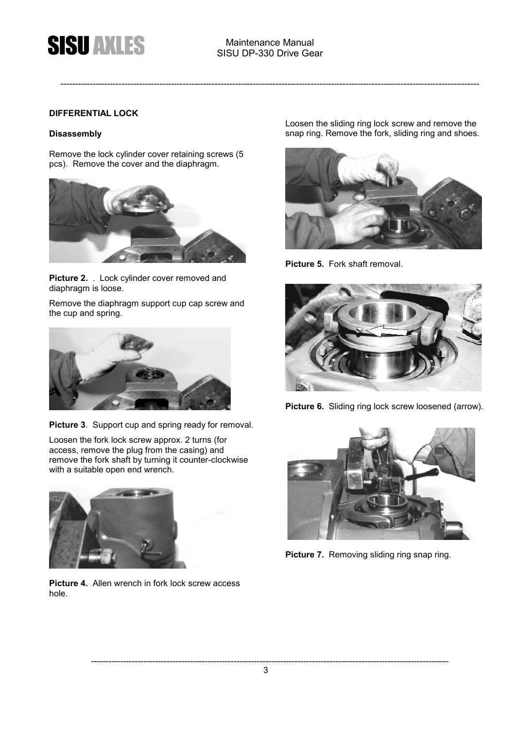## DIFFERENTIAL LOCK

### Disassembly

Remove the lock cylinder cover retaining screws (5 pcs). Remove the cover and the diaphragm.

**Picture 2.** . Lock cylinder cover removed and diaphragm is loose.

Remove the diaphragm support cup cap screw and the cup and spring.

**Picture 3**. Support cup and spring ready for removal.

Loosen the fork lock screw approx. 2 turns (for access, remove the plug from the casing) and remove the fork shaft by turning it counter-clockwise with a suitable open end wrench.

**Picture 4.** Allen wrench in fork lock screw access hole.

Loosen the sliding ring lock screw and remove the snap ring. Remove the fork, sliding ring and shoes.

**Picture 5.** Fork shaft removal.

**Picture 6.** Sliding ring lock screw loosened (arrow).

**Picture 7.** Removing sliding ring snap ring.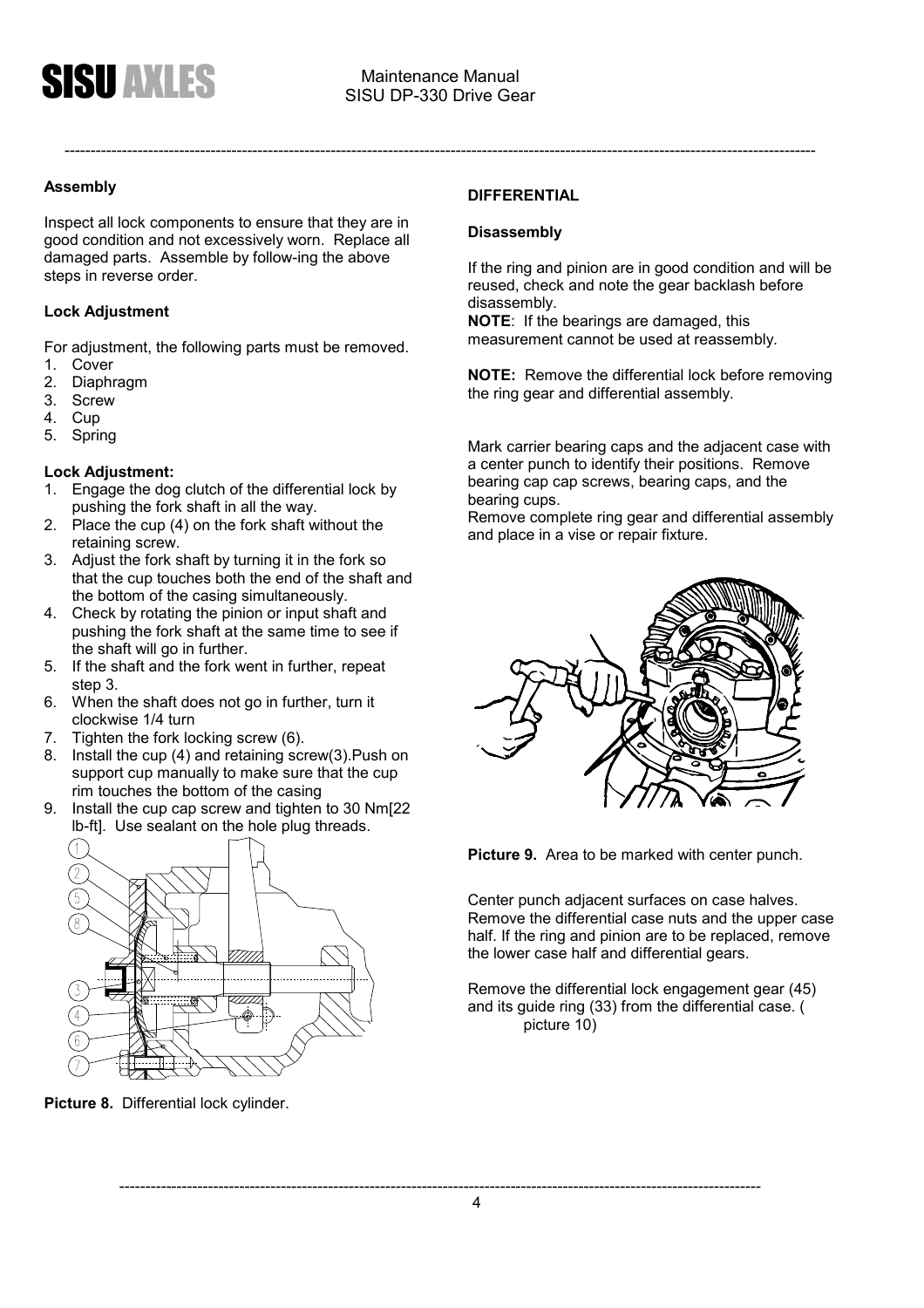### Assembly

Inspect all lock components to ensure that they are in good condition and not excessively worn. Replace all damaged parts. Assemble by follow-ing the above steps in reverse order.

### Lock Adjustment

For adjustment, the following parts must be removed.

1. Cover
2. Diaphragm
3. Screw
4. Cup
5. Spring

### Lock Adjustment:

1. Engage the dog clutch of the differential lock by pushing the fork shaft in all the way.
2. Place the cup (4) on the fork shaft without the retaining screw.
3. Adjust the fork shaft by turning it in the fork so that the cup touches both the end of the shaft and the bottom of the casing simultaneously.
4. Check by rotating the pinion or input shaft and pushing the fork shaft at the same time to see if the shaft will go in further.
5. If the shaft and the fork went in further, repeat step 3.
6. When the shaft does not go in further, turn it clockwise 1/4 turn
7. Tighten the fork locking screw (6).
8. Install the cup (4) and retaining screw(3).Push on support cup manually to make sure that the cup rim touches the bottom of the casing
9. Install the cup cap screw and tighten to 30 Nm[22 lb-ft]. Use sealant on the hole plug threads.

**Picture 8.** Differential lock cylinder.

## DIFFERENTIAL

### Disassembly

If the ring and pinion are in good condition and will be reused, check and note the gear backlash before disassembly.
**NOTE**: If the bearings are damaged, this measurement cannot be used at reassembly.

**NOTE:** Remove the differential lock before removing the ring gear and differential assembly.

Mark carrier bearing caps and the adjacent case with a center punch to identify their positions. Remove bearing cap cap screws, bearing caps, and the bearing cups.
Remove complete ring gear and differential assembly and place in a vise or repair fixture.

**Picture 9.** Area to be marked with center punch.

Center punch adjacent surfaces on case halves. Remove the differential case nuts and the upper case half. If the ring and pinion are to be replaced, remove the lower case half and differential gears.

Remove the differential lock engagement gear (45) and its guide ring (33) from the differential case. ( picture 10)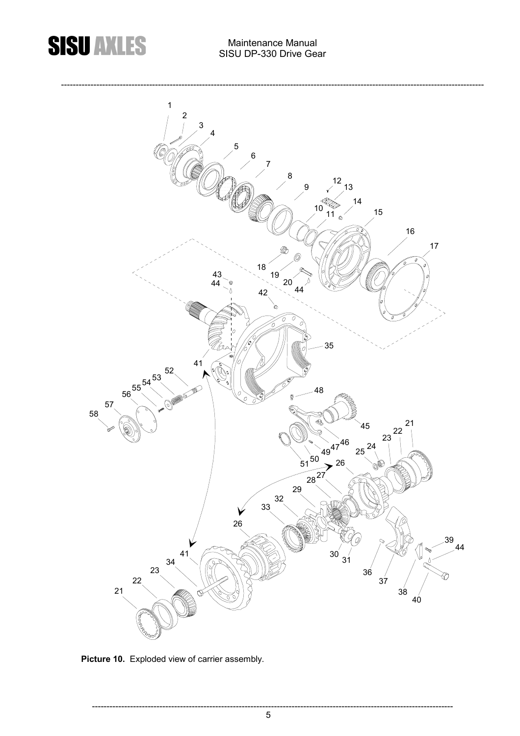**Picture 10.** Exploded view of carrier assembly.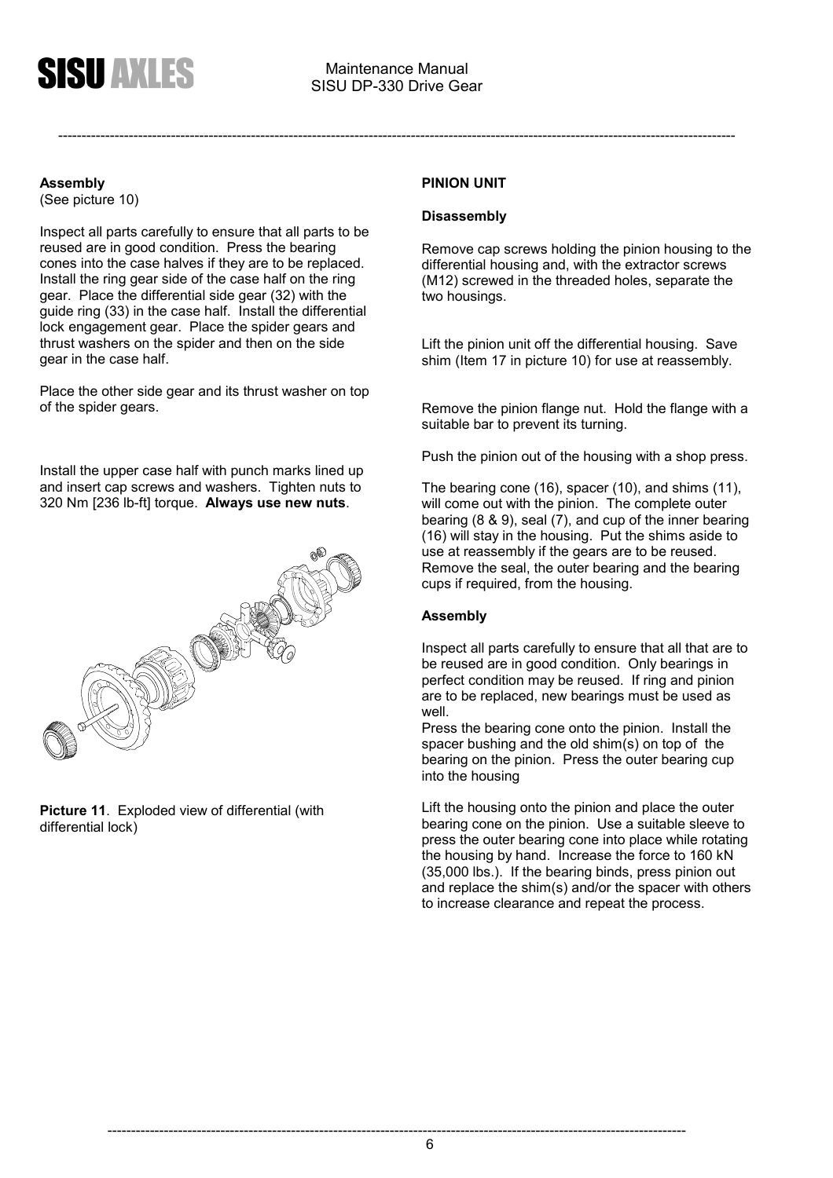### Assembly

(See picture 10)

Inspect all parts carefully to ensure that all parts to be reused are in good condition. Press the bearing cones into the case halves if they are to be replaced. Install the ring gear side of the case half on the ring gear. Place the differential side gear (32) with the guide ring (33) in the case half. Install the differential lock engagement gear. Place the spider gears and thrust washers on the spider and then on the side gear in the case half.

Place the other side gear and its thrust washer on top of the spider gears.

Install the upper case half with punch marks lined up and insert cap screws and washers. Tighten nuts to 320 Nm [236 lb-ft] torque. **Always use new nuts**.

**Picture 11**. Exploded view of differential (with differential lock)

## PINION UNIT

### Disassembly

Remove cap screws holding the pinion housing to the differential housing and, with the extractor screws (M12) screwed in the threaded holes, separate the two housings.

Lift the pinion unit off the differential housing. Save shim (Item 17 in picture 10) for use at reassembly.

Remove the pinion flange nut. Hold the flange with a suitable bar to prevent its turning.

Push the pinion out of the housing with a shop press.

The bearing cone (16), spacer (10), and shims (11), will come out with the pinion. The complete outer bearing (8 & 9), seal (7), and cup of the inner bearing (16) will stay in the housing. Put the shims aside to use at reassembly if the gears are to be reused. Remove the seal, the outer bearing and the bearing cups if required, from the housing.

### Assembly

Inspect all parts carefully to ensure that all that are to be reused are in good condition. Only bearings in perfect condition may be reused. If ring and pinion are to be replaced, new bearings must be used as well.

Press the bearing cone onto the pinion. Install the spacer bushing and the old shim(s) on top of the bearing on the pinion. Press the outer bearing cup into the housing

Lift the housing onto the pinion and place the outer bearing cone on the pinion. Use a suitable sleeve to press the outer bearing cone into place while rotating the housing by hand. Increase the force to 160 kN (35,000 lbs.). If the bearing binds, press pinion out and replace the shim(s) and/or the spacer with others to increase clearance and repeat the process.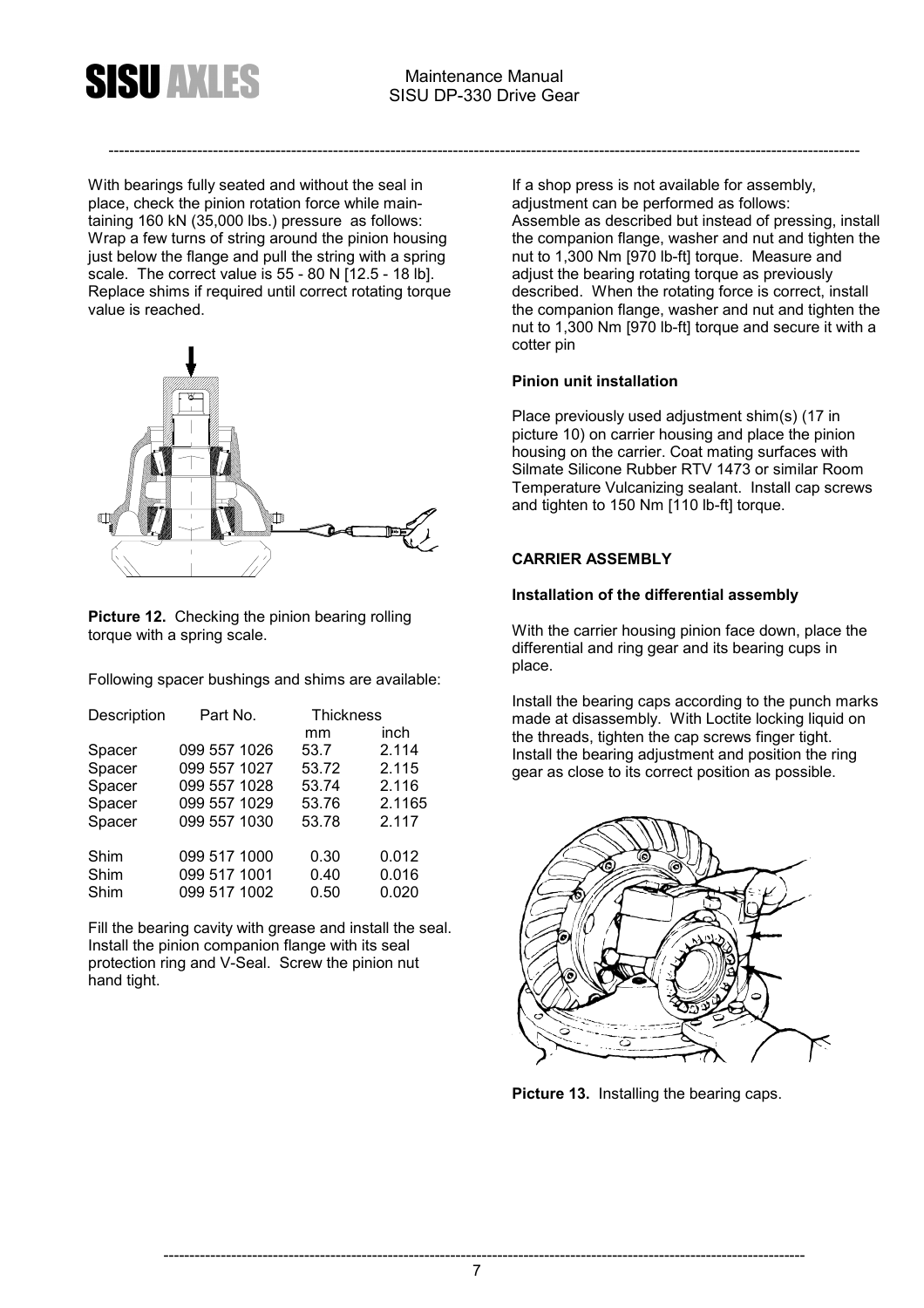With bearings fully seated and without the seal in place, check the pinion rotation force while maintaining 160 kN (35,000 lbs.) pressure as follows: Wrap a few turns of string around the pinion housing just below the flange and pull the string with a spring scale. The correct value is 55 - 80 N [12.5 - 18 lb]. Replace shims if required until correct rotating torque value is reached.

**Picture 12.** Checking the pinion bearing rolling torque with a spring scale.

Following spacer bushings and shims are available:

| Description | Part No. | Thickness mm | Thickness inch |
|---|---|---|---|
| Spacer | 099 557 1026 | 53.7 | 2.114 |
| Spacer | 099 557 1027 | 53.72 | 2.115 |
| Spacer | 099 557 1028 | 53.74 | 2.116 |
| Spacer | 099 557 1029 | 53.76 | 2.1165 |
| Spacer | 099 557 1030 | 53.78 | 2.117 |
| Shim | 099 517 1000 | 0.30 | 0.012 |
| Shim | 099 517 1001 | 0.40 | 0.016 |
| Shim | 099 517 1002 | 0.50 | 0.020 |

Fill the bearing cavity with grease and install the seal. Install the pinion companion flange with its seal protection ring and V-Seal. Screw the pinion nut hand tight.

If a shop press is not available for assembly, adjustment can be performed as follows:
Assemble as described but instead of pressing, install the companion flange, washer and nut and tighten the nut to 1,300 Nm [970 lb-ft] torque. Measure and adjust the bearing rotating torque as previously described. When the rotating force is correct, install the companion flange, washer and nut and tighten the nut to 1,300 Nm [970 lb-ft] torque and secure it with a cotter pin

**Pinion unit installation**

Place previously used adjustment shim(s) (17 in picture 10) on carrier housing and place the pinion housing on the carrier. Coat mating surfaces with Silmate Silicone Rubber RTV 1473 or similar Room Temperature Vulcanizing sealant. Install cap screws and tighten to 150 Nm [110 lb-ft] torque.

## CARRIER ASSEMBLY

**Installation of the differential assembly**

With the carrier housing pinion face down, place the differential and ring gear and its bearing cups in place.

Install the bearing caps according to the punch marks made at disassembly. With Loctite locking liquid on the threads, tighten the cap screws finger tight. Install the bearing adjustment and position the ring gear as close to its correct position as possible.

**Picture 13.** Installing the bearing caps.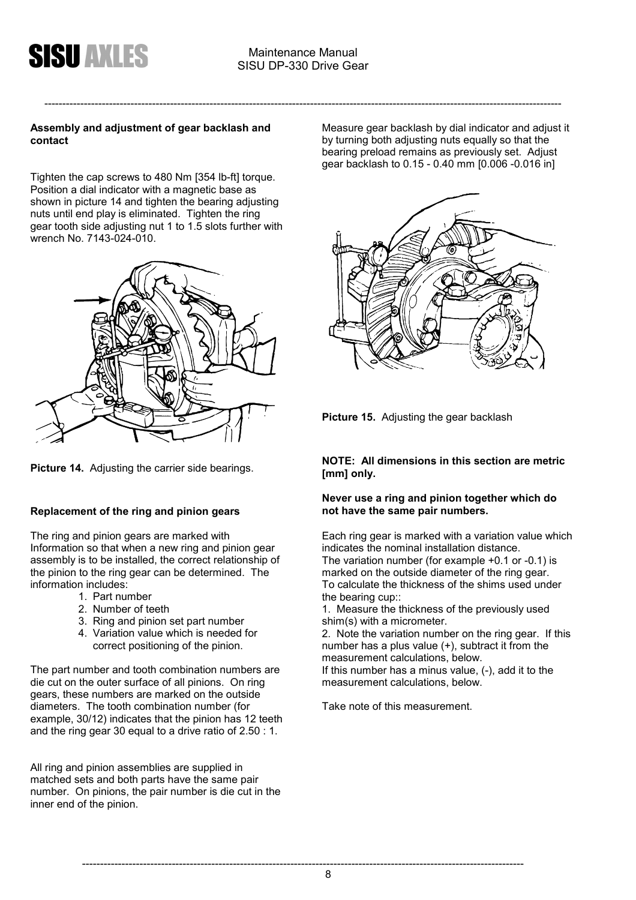**Assembly and adjustment of gear backlash and contact**

Tighten the cap screws to 480 Nm [354 lb-ft] torque. Position a dial indicator with a magnetic base as shown in picture 14 and tighten the bearing adjusting nuts until end play is eliminated. Tighten the ring gear tooth side adjusting nut 1 to 1.5 slots further with wrench No. 7143-024-010.

**Picture 14.** Adjusting the carrier side bearings.

**Replacement of the ring and pinion gears**

The ring and pinion gears are marked with Information so that when a new ring and pinion gear assembly is to be installed, the correct relationship of the pinion to the ring gear can be determined. The information includes:

1. Part number
2. Number of teeth
3. Ring and pinion set part number
4. Variation value which is needed for correct positioning of the pinion.

The part number and tooth combination numbers are die cut on the outer surface of all pinions. On ring gears, these numbers are marked on the outside diameters. The tooth combination number (for example, 30/12) indicates that the pinion has 12 teeth and the ring gear 30 equal to a drive ratio of 2.50 : 1.

All ring and pinion assemblies are supplied in matched sets and both parts have the same pair number. On pinions, the pair number is die cut in the inner end of the pinion.

Measure gear backlash by dial indicator and adjust it by turning both adjusting nuts equally so that the bearing preload remains as previously set. Adjust gear backlash to 0.15 - 0.40 mm [0.006 -0.016 in]

**Picture 15.** Adjusting the gear backlash

**NOTE: All dimensions in this section are metric [mm] only.**

**Never use a ring and pinion together which do not have the same pair numbers.**

Each ring gear is marked with a variation value which indicates the nominal installation distance.
The variation number (for example +0.1 or -0.1) is marked on the outside diameter of the ring gear.
To calculate the thickness of the shims used under the bearing cup::

1. Measure the thickness of the previously used shim(s) with a micrometer.
2. Note the variation number on the ring gear. If this number has a plus value (+), subtract it from the measurement calculations, below.
If this number has a minus value, (-), add it to the measurement calculations, below.

Take note of this measurement.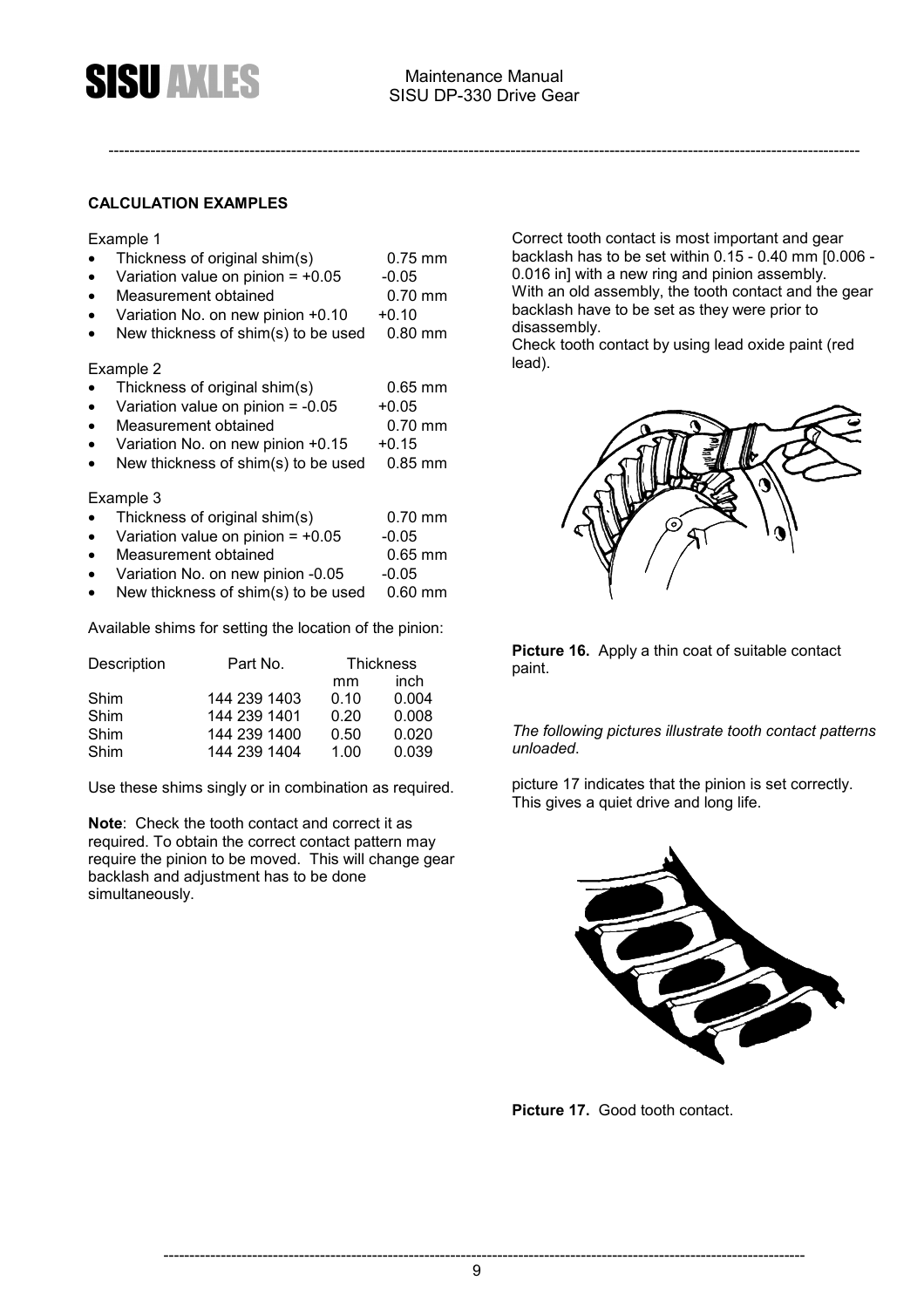**CALCULATION EXAMPLES**

Example 1

- Thickness of original shim(s) 0.75 mm
- Variation value on pinion = +0.05 -0.05
- Measurement obtained 0.70 mm
- Variation No. on new pinion +0.10 +0.10
- New thickness of shim(s) to be used 0.80 mm

Example 2

- Thickness of original shim(s) 0.65 mm
- Variation value on pinion = -0.05 +0.05
- Measurement obtained 0.70 mm
- Variation No. on new pinion +0.15 +0.15
- New thickness of shim(s) to be used 0.85 mm

Example 3

- Thickness of original shim(s) 0.70 mm
- Variation value on pinion = +0.05 -0.05
- Measurement obtained 0.65 mm
- Variation No. on new pinion -0.05 -0.05
- New thickness of shim(s) to be used 0.60 mm

Available shims for setting the location of the pinion:

| Description | Part No. | Thickness | |
|---|---|---|---|
| | | mm | inch |
| Shim | 144 239 1403 | 0.10 | 0.004 |
| Shim | 144 239 1401 | 0.20 | 0.008 |
| Shim | 144 239 1400 | 0.50 | 0.020 |
| Shim | 144 239 1404 | 1.00 | 0.039 |

Use these shims singly or in combination as required.

**Note**: Check the tooth contact and correct it as required. To obtain the correct contact pattern may require the pinion to be moved. This will change gear backlash and adjustment has to be done simultaneously.

Correct tooth contact is most important and gear backlash has to be set within 0.15 - 0.40 mm [0.006 - 0.016 in] with a new ring and pinion assembly. With an old assembly, the tooth contact and the gear backlash have to be set as they were prior to disassembly.

Check tooth contact by using lead oxide paint (red lead).

**Picture 16.** Apply a thin coat of suitable contact paint.

*The following pictures illustrate tooth contact patterns unloaded*.

picture 17 indicates that the pinion is set correctly. This gives a quiet drive and long life.

**Picture 17.** Good tooth contact.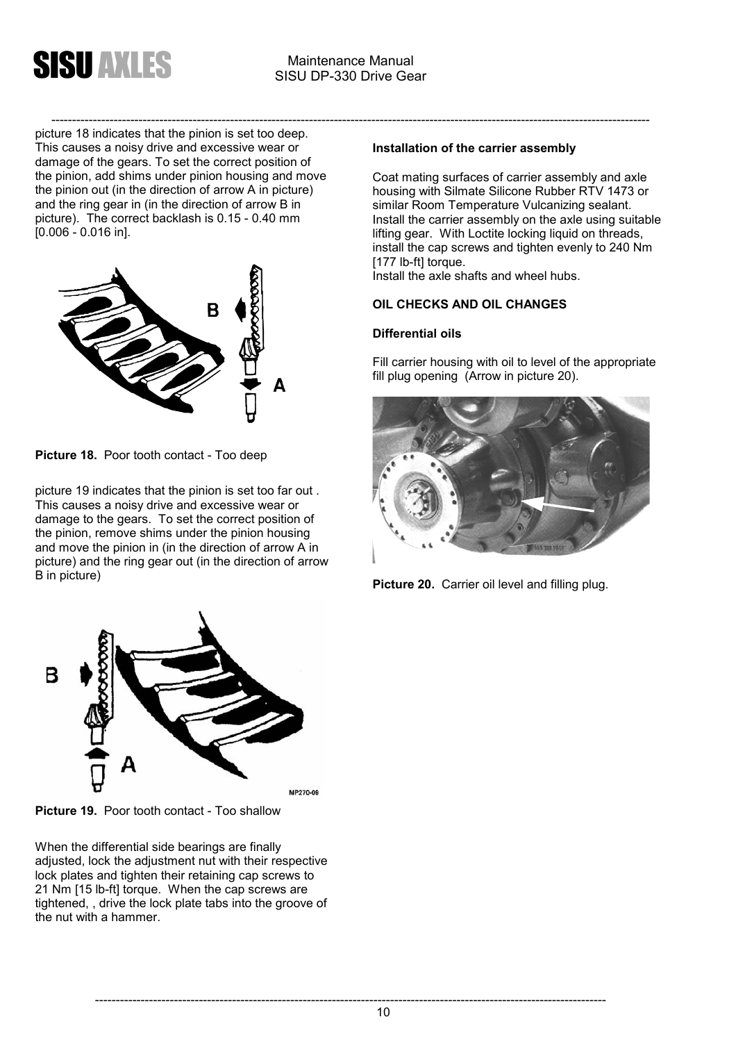picture 18 indicates that the pinion is set too deep. This causes a noisy drive and excessive wear or damage of the gears. To set the correct position of the pinion, add shims under pinion housing and move the pinion out (in the direction of arrow A in picture) and the ring gear in (in the direction of arrow B in picture). The correct backlash is 0.15 - 0.40 mm [0.006 - 0.016 in].

**Picture 18.** Poor tooth contact - Too deep

picture 19 indicates that the pinion is set too far out . This causes a noisy drive and excessive wear or damage to the gears. To set the correct position of the pinion, remove shims under the pinion housing and move the pinion in (in the direction of arrow A in picture) and the ring gear out (in the direction of arrow B in picture)

**Picture 19.** Poor tooth contact - Too shallow

When the differential side bearings are finally adjusted, lock the adjustment nut with their respective lock plates and tighten their retaining cap screws to 21 Nm [15 lb-ft] torque. When the cap screws are tightened, , drive the lock plate tabs into the groove of the nut with a hammer.

**Installation of the carrier assembly**

Coat mating surfaces of carrier assembly and axle housing with Silmate Silicone Rubber RTV 1473 or similar Room Temperature Vulcanizing sealant. Install the carrier assembly on the axle using suitable lifting gear. With Loctite locking liquid on threads, install the cap screws and tighten evenly to 240 Nm [177 lb-ft] torque.
Install the axle shafts and wheel hubs.

**OIL CHECKS AND OIL CHANGES**

**Differential oils**

Fill carrier housing with oil to level of the appropriate fill plug opening (Arrow in picture 20).

**Picture 20.** Carrier oil level and filling plug.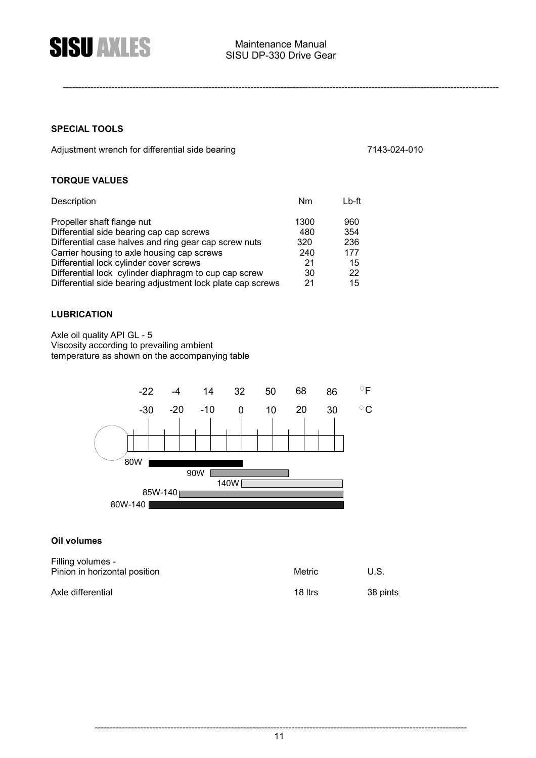**SPECIAL TOOLS**

| | |
|---|---|
| Adjustment wrench for differential side bearing | 7143-024-010 |

**TORQUE VALUES**

| Description | Nm | Lb-ft |
|---|---|---|
| Propeller shaft flange nut | 1300 | 960 |
| Differential side bearing cap cap screws | 480 | 354 |
| Differential case halves and ring gear cap screw nuts | 320 | 236 |
| Carrier housing to axle housing cap screws | 240 | 177 |
| Differential lock cylinder cover screws | 21 | 15 |
| Differential lock cylinder diaphragm to cup cap screw | 30 | 22 |
| Differential side bearing adjustment lock plate cap screws | 21 | 15 |

**LUBRICATION**

Axle oil quality API GL - 5
Viscosity according to prevailing ambient
temperature as shown on the accompanying table

| °F | -22 | -4 | 14 | 32 | 50 | 68 | 86 |
|---|---|---|---|---|---|---|---|
| °C | -30 | -20 | -10 | 0 | 10 | 20 | 30 |

80W
90W
140W
85W-140
80W-140

**Oil volumes**

| Filling volumes - Pinion in horizontal position | Metric | U.S. |
|---|---|---|
| Axle differential | 18 ltrs | 38 pints |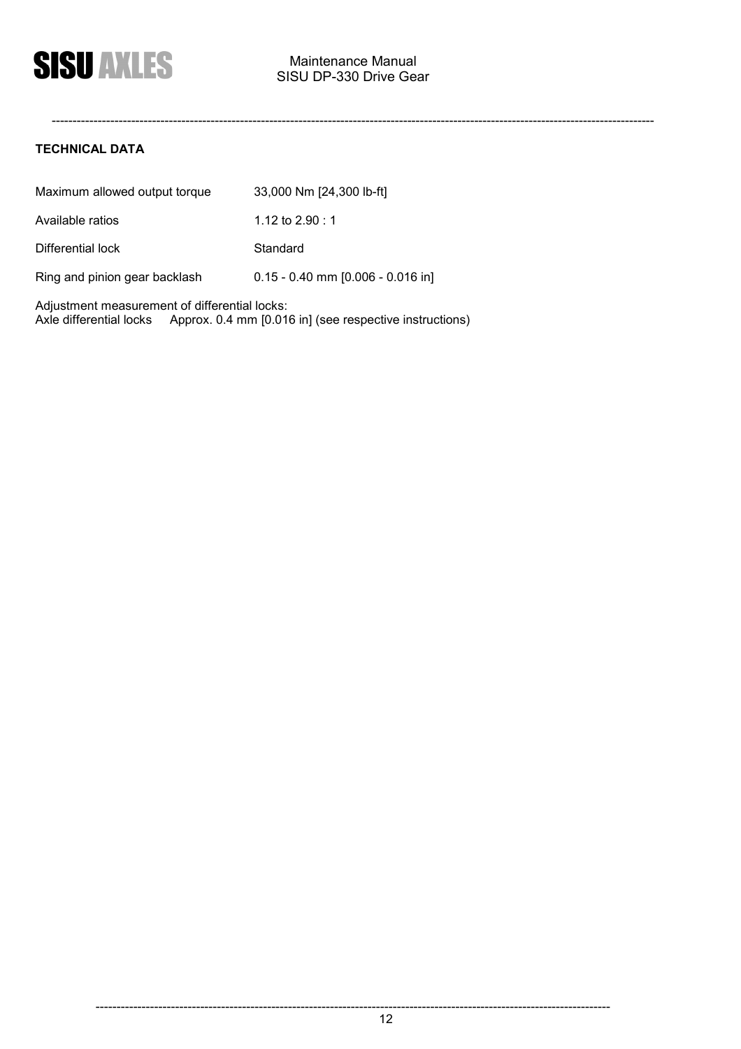## TECHNICAL DATA

| | |
|---|---|
| Maximum allowed output torque | 33,000 Nm [24,300 lb-ft] |
| Available ratios | 1.12 to 2.90 : 1 |
| Differential lock | Standard |
| Ring and pinion gear backlash | 0.15 - 0.40 mm [0.006 - 0.016 in] |

Adjustment measurement of differential locks:
Axle differential locks    Approx. 0.4 mm [0.016 in] (see respective instructions)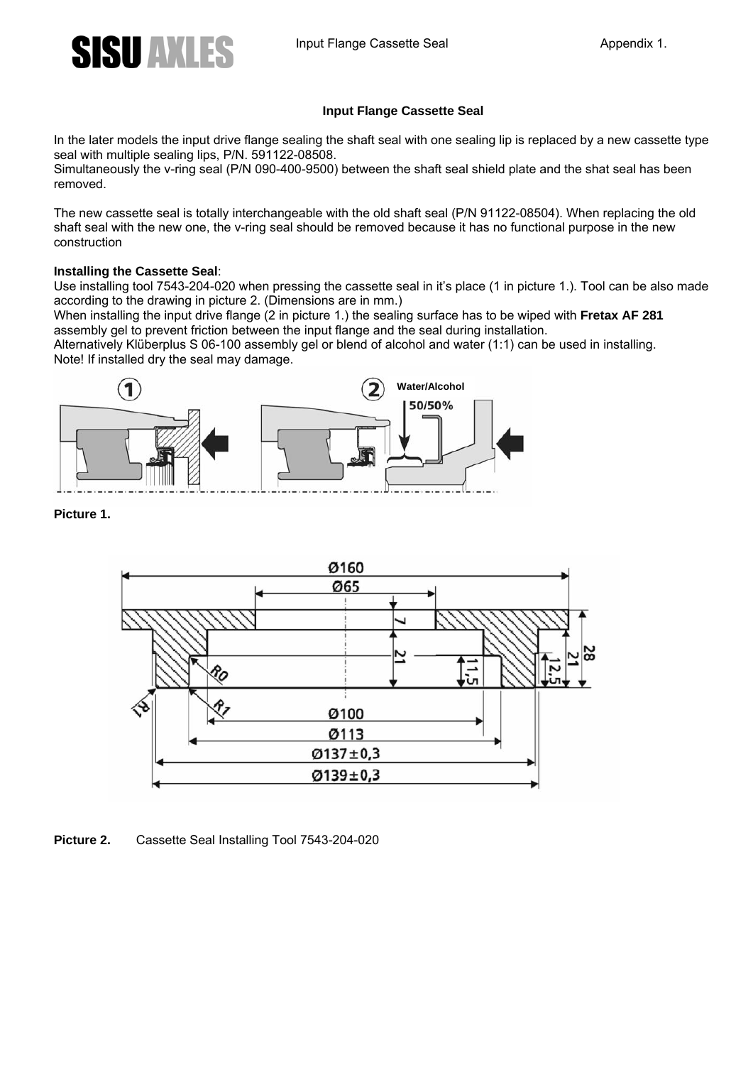# Input Flange Cassette Seal

In the later models the input drive flange sealing the shaft seal with one sealing lip is replaced by a new cassette type seal with multiple sealing lips, P/N. 591122-08508.
Simultaneously the v-ring seal (P/N 090-400-9500) between the shaft seal shield plate and the shat seal has been removed.

The new cassette seal is totally interchangeable with the old shaft seal (P/N 91122-08504). When replacing the old shaft seal with the new one, the v-ring seal should be removed because it has no functional purpose in the new construction

**Installing the Cassette Seal**:
Use installing tool 7543-204-020 when pressing the cassette seal in it's place (1 in picture 1.). Tool can be also made according to the drawing in picture 2. (Dimensions are in mm.)
When installing the input drive flange (2 in picture 1.) the sealing surface has to be wiped with **Fretax AF 281** assembly gel to prevent friction between the input flange and the seal during installation.
Alternatively Klüberplus S 06-100 assembly gel or blend of alcohol and water (1:1) can be used in installing.
Note! If installed dry the seal may damage.

1

2

Water/Alcohol

50/50%

**Picture 1.**

Ø160

Ø65

7

21

11,5

28

21

12,5

R0

R1

R1

Ø100

Ø113

Ø137±0,3

Ø139±0,3

**Picture 2.** Cassette Seal Installing Tool 7543-204-020